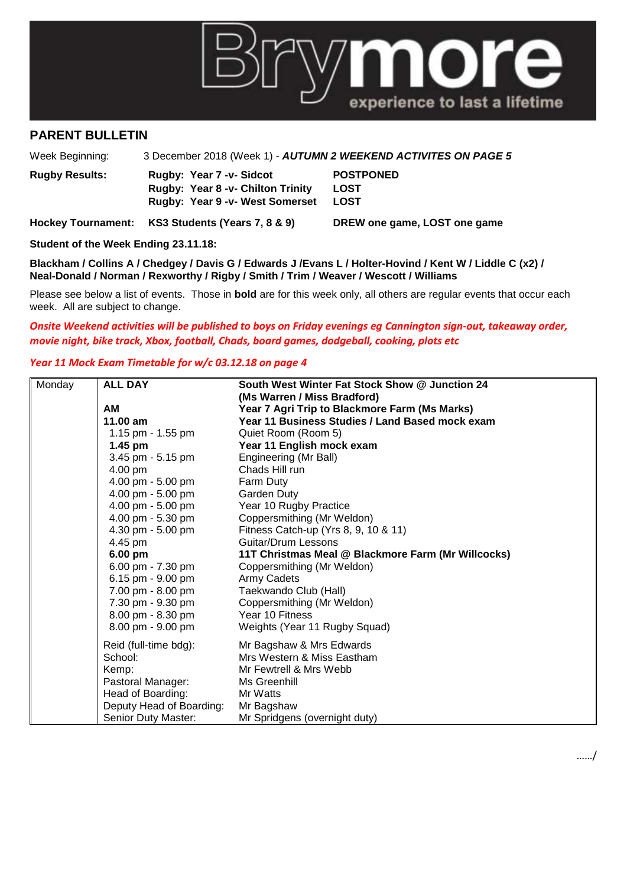Brymore

experience to last a lifetime

## PARENT BULLETIN

Week Beginning: 3 December 2018 (Week 1) - ***AUTUMN 2 WEEKEND ACTIVITES ON PAGE 5***

| **Rugby Results:** | **Rugby: Year 7 -v- Sidcot** | **POSTPONED** |
|---|---|---|
| | **Rugby: Year 8 -v- Chilton Trinity** | **LOST** |
| | **Rugby: Year 9 -v- West Somerset** | **LOST** |
| **Hockey Tournament:** | **KS3 Students (Years 7, 8 & 9)** | **DREW one game, LOST one game** |

**Student of the Week Ending 23.11.18:**

**Blackham / Collins A / Chedgey / Davis G / Edwards J /Evans L / Holter-Hovind / Kent W / Liddle C (x2) / Neal-Donald / Norman / Rexworthy / Rigby / Smith / Trim / Weaver / Wescott / Williams**

Please see below a list of events. Those in **bold** are for this week only, all others are regular events that occur each week. All are subject to change.

***Onsite Weekend activities will be published to boys on Friday evenings eg Cannington sign-out, takeaway order, movie night, bike track, Xbox, football, Chads, board games, dodgeball, cooking, plots etc***

***Year 11 Mock Exam Timetable for w/c 03.12.18 on page 4***

| Monday | | |
|---|---|---|
| | **ALL DAY** | **South West Winter Fat Stock Show @ Junction 24 (Ms Warren / Miss Bradford)** |
| | **AM** | **Year 7 Agri Trip to Blackmore Farm (Ms Marks)** |
| | **11.00 am** | **Year 11 Business Studies / Land Based mock exam** |
| | 1.15 pm - 1.55 pm | Quiet Room (Room 5) |
| | **1.45 pm** | **Year 11 English mock exam** |
| | 3.45 pm - 5.15 pm | Engineering (Mr Ball) |
| | 4.00 pm | Chads Hill run |
| | 4.00 pm - 5.00 pm | Farm Duty |
| | 4.00 pm - 5.00 pm | Garden Duty |
| | 4.00 pm - 5.00 pm | Year 10 Rugby Practice |
| | 4.00 pm - 5.30 pm | Coppersmithing (Mr Weldon) |
| | 4.30 pm - 5.00 pm | Fitness Catch-up (Yrs 8, 9, 10 & 11) |
| | 4.45 pm | Guitar/Drum Lessons |
| | **6.00 pm** | **11T Christmas Meal @ Blackmore Farm (Mr Willcocks)** |
| | 6.00 pm - 7.30 pm | Coppersmithing (Mr Weldon) |
| | 6.15 pm - 9.00 pm | Army Cadets |
| | 7.00 pm - 8.00 pm | Taekwando Club (Hall) |
| | 7.30 pm - 9.30 pm | Coppersmithing (Mr Weldon) |
| | 8.00 pm - 8.30 pm | Year 10 Fitness |
| | 8.00 pm - 9.00 pm | Weights (Year 11 Rugby Squad) |
| | Reid (full-time bdg): | Mr Bagshaw & Mrs Edwards |
| | School: | Mrs Western & Miss Eastham |
| | Kemp: | Mr Fewtrell & Mrs Webb |
| | Pastoral Manager: | Ms Greenhill |
| | Head of Boarding: | Mr Watts |
| | Deputy Head of Boarding: | Mr Bagshaw |
| | Senior Duty Master: | Mr Spridgens (overnight duty) |

……/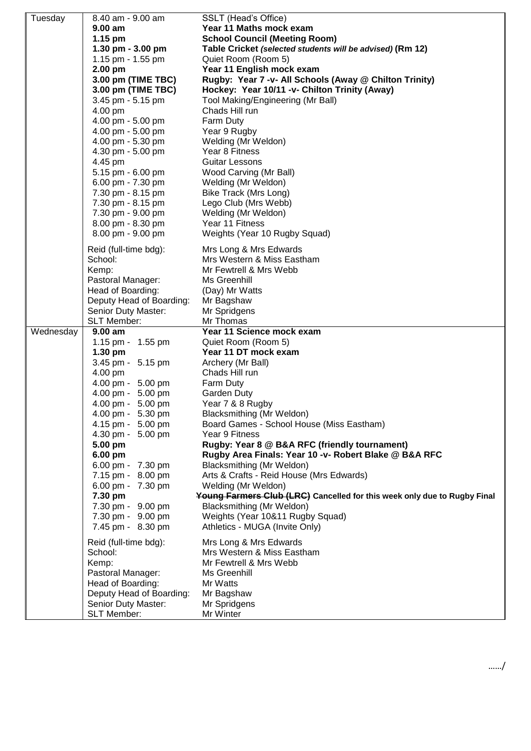| Day | Time | Activity |
|---|---|---|
| Tuesday | 8.40 am - 9.00 am | SSLT (Head's Office) |
| | **9.00 am** | **Year 11 Maths mock exam** |
| | **1.15 pm** | **School Council (Meeting Room)** |
| | **1.30 pm - 3.00 pm** | **Table Cricket *(selected students will be advised)* (Rm 12)** |
| | 1.15 pm - 1.55 pm | Quiet Room (Room 5) |
| | **2.00 pm** | **Year 11 English mock exam** |
| | **3.00 pm (TIME TBC)** | **Rugby: Year 7 -v- All Schools (Away @ Chilton Trinity)** |
| | **3.00 pm (TIME TBC)** | **Hockey: Year 10/11 -v- Chilton Trinity (Away)** |
| | 3.45 pm - 5.15 pm | Tool Making/Engineering (Mr Ball) |
| | 4.00 pm | Chads Hill run |
| | 4.00 pm - 5.00 pm | Farm Duty |
| | 4.00 pm - 5.00 pm | Year 9 Rugby |
| | 4.00 pm - 5.30 pm | Welding (Mr Weldon) |
| | 4.30 pm - 5.00 pm | Year 8 Fitness |
| | 4.45 pm | Guitar Lessons |
| | 5.15 pm - 6.00 pm | Wood Carving (Mr Ball) |
| | 6.00 pm - 7.30 pm | Welding (Mr Weldon) |
| | 7.30 pm - 8.15 pm | Bike Track (Mrs Long) |
| | 7.30 pm - 8.15 pm | Lego Club (Mrs Webb) |
| | 7.30 pm - 9.00 pm | Welding (Mr Weldon) |
| | 8.00 pm - 8.30 pm | Year 11 Fitness |
| | 8.00 pm - 9.00 pm | Weights (Year 10 Rugby Squad) |
| | Reid (full-time bdg): | Mrs Long & Mrs Edwards |
| | School: | Mrs Western & Miss Eastham |
| | Kemp: | Mr Fewtrell & Mrs Webb |
| | Pastoral Manager: | Ms Greenhill |
| | Head of Boarding: | (Day) Mr Watts |
| | Deputy Head of Boarding: | Mr Bagshaw |
| | Senior Duty Master: | Mr Spridgens |
| | SLT Member: | Mr Thomas |
| Wednesday | **9.00 am** | **Year 11 Science mock exam** |
| | 1.15 pm - 1.55 pm | Quiet Room (Room 5) |
| | **1.30 pm** | **Year 11 DT mock exam** |
| | 3.45 pm - 5.15 pm | Archery (Mr Ball) |
| | 4.00 pm | Chads Hill run |
| | 4.00 pm - 5.00 pm | Farm Duty |
| | 4.00 pm - 5.00 pm | Garden Duty |
| | 4.00 pm - 5.00 pm | Year 7 & 8 Rugby |
| | 4.00 pm - 5.30 pm | Blacksmithing (Mr Weldon) |
| | 4.15 pm - 5.00 pm | Board Games - School House (Miss Eastham) |
| | 4.30 pm - 5.00 pm | Year 9 Fitness |
| | **5.00 pm** | **Rugby: Year 8 @ B&A RFC (friendly tournament)** |
| | **6.00 pm** | **Rugby Area Finals: Year 10 -v- Robert Blake @ B&A RFC** |
| | 6.00 pm - 7.30 pm | Blacksmithing (Mr Weldon) |
| | 7.15 pm - 8.00 pm | Arts & Crafts - Reid House (Mrs Edwards) |
| | 6.00 pm - 7.30 pm | Welding (Mr Weldon) |
| | **7.30 pm** | **~~Young Farmers Club (LRC)~~ Cancelled for this week only due to Rugby Final** |
| | 7.30 pm - 9.00 pm | Blacksmithing (Mr Weldon) |
| | 7.30 pm - 9.00 pm | Weights (Year 10&11 Rugby Squad) |
| | 7.45 pm - 8.30 pm | Athletics - MUGA (Invite Only) |
| | Reid (full-time bdg): | Mrs Long & Mrs Edwards |
| | School: | Mrs Western & Miss Eastham |
| | Kemp: | Mr Fewtrell & Mrs Webb |
| | Pastoral Manager: | Ms Greenhill |
| | Head of Boarding: | Mr Watts |
| | Deputy Head of Boarding: | Mr Bagshaw |
| | Senior Duty Master: | Mr Spridgens |
| | SLT Member: | Mr Winter |

……/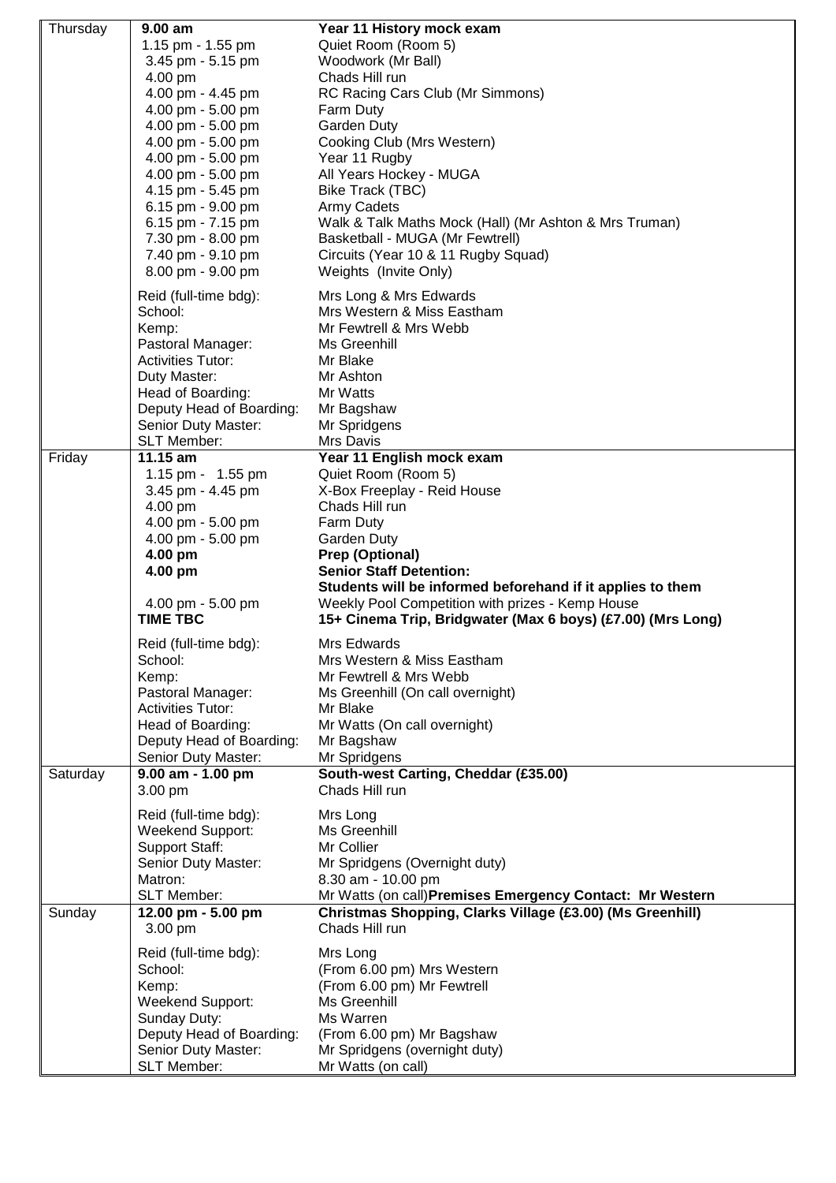| Day | Time | Activity |
|---|---|---|
| Thursday | **9.00 am** | **Year 11 History mock exam** |
| | 1.15 pm - 1.55 pm | Quiet Room (Room 5) |
| | 3.45 pm - 5.15 pm | Woodwork (Mr Ball) |
| | 4.00 pm | Chads Hill run |
| | 4.00 pm - 4.45 pm | RC Racing Cars Club (Mr Simmons) |
| | 4.00 pm - 5.00 pm | Farm Duty |
| | 4.00 pm - 5.00 pm | Garden Duty |
| | 4.00 pm - 5.00 pm | Cooking Club (Mrs Western) |
| | 4.00 pm - 5.00 pm | Year 11 Rugby |
| | 4.00 pm - 5.00 pm | All Years Hockey - MUGA |
| | 4.15 pm - 5.45 pm | Bike Track (TBC) |
| | 6.15 pm - 9.00 pm | Army Cadets |
| | 6.15 pm - 7.15 pm | Walk & Talk Maths Mock (Hall) (Mr Ashton & Mrs Truman) |
| | 7.30 pm - 8.00 pm | Basketball - MUGA (Mr Fewtrell) |
| | 7.40 pm - 9.10 pm | Circuits (Year 10 & 11 Rugby Squad) |
| | 8.00 pm - 9.00 pm | Weights (Invite Only) |
| | Reid (full-time bdg): | Mrs Long & Mrs Edwards |
| | School: | Mrs Western & Miss Eastham |
| | Kemp: | Mr Fewtrell & Mrs Webb |
| | Pastoral Manager: | Ms Greenhill |
| | Activities Tutor: | Mr Blake |
| | Duty Master: | Mr Ashton |
| | Head of Boarding: | Mr Watts |
| | Deputy Head of Boarding: | Mr Bagshaw |
| | Senior Duty Master: | Mr Spridgens |
| | SLT Member: | Mrs Davis |
| Friday | **11.15 am** | **Year 11 English mock exam** |
| | 1.15 pm - 1.55 pm | Quiet Room (Room 5) |
| | 3.45 pm - 4.45 pm | X-Box Freeplay - Reid House |
| | 4.00 pm | Chads Hill run |
| | 4.00 pm - 5.00 pm | Farm Duty |
| | 4.00 pm - 5.00 pm | Garden Duty |
| | **4.00 pm** | **Prep (Optional)** |
| | **4.00 pm** | **Senior Staff Detention: Students will be informed beforehand if it applies to them** |
| | 4.00 pm - 5.00 pm | Weekly Pool Competition with prizes - Kemp House |
| | **TIME TBC** | **15+ Cinema Trip, Bridgwater (Max 6 boys) (£7.00) (Mrs Long)** |
| | Reid (full-time bdg): | Mrs Edwards |
| | School: | Mrs Western & Miss Eastham |
| | Kemp: | Mr Fewtrell & Mrs Webb |
| | Pastoral Manager: | Ms Greenhill (On call overnight) |
| | Activities Tutor: | Mr Blake |
| | Head of Boarding: | Mr Watts (On call overnight) |
| | Deputy Head of Boarding: | Mr Bagshaw |
| | Senior Duty Master: | Mr Spridgens |
| Saturday | **9.00 am - 1.00 pm** | **South-west Carting, Cheddar (£35.00)** |
| | 3.00 pm | Chads Hill run |
| | Reid (full-time bdg): | Mrs Long |
| | Weekend Support: | Ms Greenhill |
| | Support Staff: | Mr Collier |
| | Senior Duty Master: | Mr Spridgens (Overnight duty) |
| | Matron: | 8.30 am - 10.00 pm |
| | SLT Member: | Mr Watts (on call) **Premises Emergency Contact: Mr Western** |
| Sunday | **12.00 pm - 5.00 pm** | **Christmas Shopping, Clarks Village (£3.00) (Ms Greenhill)** |
| | 3.00 pm | Chads Hill run |
| | Reid (full-time bdg): | Mrs Long |
| | School: | (From 6.00 pm) Mrs Western |
| | Kemp: | (From 6.00 pm) Mr Fewtrell |
| | Weekend Support: | Ms Greenhill |
| | Sunday Duty: | Ms Warren |
| | Deputy Head of Boarding: | (From 6.00 pm) Mr Bagshaw |
| | Senior Duty Master: | Mr Spridgens (overnight duty) |
| | SLT Member: | Mr Watts (on call) |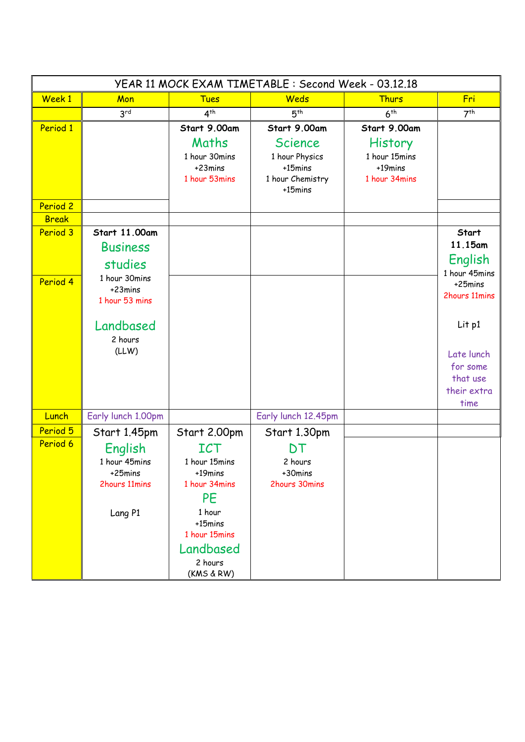| YEAR 11 MOCK EXAM TIMETABLE : Second Week - 03.12.18 | | | | | |
|---|---|---|---|---|---|
| **Week 1** | **Mon** | **Tues** | **Weds** | **Thurs** | **Fri** |
| | 3rd | 4th | 5th | 6th | 7th |
| **Period 1** | | **Start 9.00am** Maths 1 hour 30mins +23mins 1 hour 53mins | **Start 9.00am** Science 1 hour Physics +15mins 1 hour Chemistry +15mins | **Start 9.00am** History 1 hour 15mins +19mins 1 hour 34mins | |
| **Period 2** | | | | | |
| **Break** | | | | | |
| **Period 3** | **Start 11.00am** Business studies 1 hour 30mins +23mins 1 hour 53 mins Landbased 2 hours (LLW) | | | | **Start 11.15am** English 1 hour 45mins +25mins 2hours 11mins Lit p1 Late lunch for some that use their extra time |
| **Period 4** | | | | | |
| **Lunch** | Early lunch 1.00pm | | Early lunch 12.45pm | | |
| **Period 5** | Start 1.45pm English 1 hour 45mins +25mins 2hours 11mins Lang P1 | Start 2.00pm ICT 1 hour 15mins +19mins 1 hour 34mins PE 1 hour +15mins 1 hour 15mins Landbased 2 hours (KMS & RW) | Start 1.30pm DT 2 hours +30mins 2hours 30mins | | |
| **Period 6** | | | | | |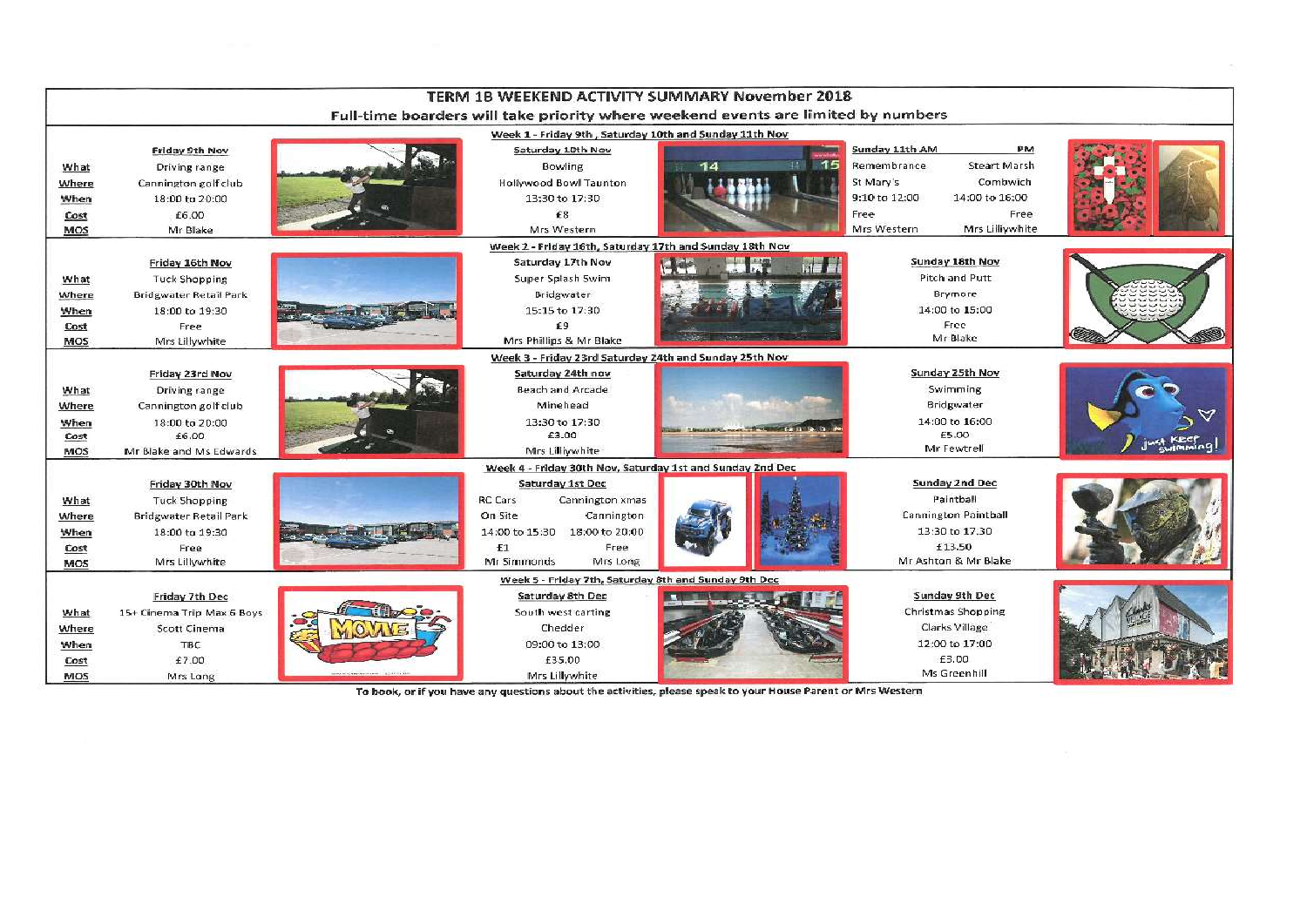# TERM 1B WEEKEND ACTIVITY SUMMARY November 2018

**Full-time boarders will take priority where weekend events are limited by numbers**

**Week 1 - Friday 9th, Saturday 10th and Sunday 11th Nov**

| | Friday 9th Nov | Saturday 10th Nov | Sunday 11th AM | PM |
|---|---|---|---|---|
| What | Driving range | Bowling | Remembrance | Steart Marsh |
| Where | Cannington golf club | Hollywood Bowl Taunton | St Mary's | Combwich |
| When | 18:00 to 20:00 | 13:30 to 17:30 | 9:10 to 12:00 | 14:00 to 16:00 |
| Cost | £6.00 | £8 | Free | Free |
| MOS | Mr Blake | Mrs Western | Mrs Western | Mrs Lillywhite |

**Week 2 - Friday 16th, Saturday 17th and Sunday 18th Nov**

| | Friday 16th Nov | Saturday 17th Nov | Sunday 18th Nov |
|---|---|---|---|
| What | Tuck Shopping | Super Splash Swim | Pitch and Putt |
| Where | Bridgwater Retail Park | Bridgwater | Brymore |
| When | 18:00 to 19:30 | 15:15 to 17:30 | 14:00 to 15:00 |
| Cost | Free | £9 | Free |
| MOS | Mrs Lillywhite | Mrs Phillips & Mr Blake | Mr Blake |

**Week 3 - Friday 23rd Saturday 24th and Sunday 25th Nov**

| | Friday 23rd Nov | Saturday 24th nov | Sunday 25th Nov |
|---|---|---|---|
| What | Driving range | Beach and Arcade | Swimming |
| Where | Cannington golf club | Minehead | Bridgwater |
| When | 18:00 to 20:00 | 13:30 to 17:30 | 14:00 to 16:00 |
| Cost | £6.00 | £3.00 | £5.00 |
| MOS | Mr Blake and Ms Edwards | Mrs Lillywhite | Mr Fewtrell |

**Week 4 - Friday 30th Nov, Saturday 1st and Sunday 2nd Dec**

| | Friday 30th Nov | Saturday 1st Dec | | Sunday 2nd Dec |
|---|---|---|---|---|
| What | Tuck Shopping | RC Cars | Cannington xmas | Paintball |
| Where | Bridgwater Retail Park | On Site | Cannington | Cannington Paintball |
| When | 18:00 to 19:30 | 14:00 to 15:30 | 18:00 to 20:00 | 13:30 to 17.30 |
| Cost | Free | £1 | Free | £13.50 |
| MOS | Mrs Lillywhite | Mr Simmonds | Mrs Long | Mr Ashton & Mr Blake |

**Week 5 - Friday 7th, Saturday 8th and Sunday 9th Dec**

| | Friday 7th Dec | Saturday 8th Dec | Sunday 9th Dec |
|---|---|---|---|
| What | 15+ Cinema Trip Max 6 Boys | South west carting | Christmas Shopping |
| Where | Scott Cinema | Chedder | Clarks Village |
| When | TBC | 09:00 to 13:00 | 12:00 to 17:00 |
| Cost | £7.00 | £35.00 | £3.00 |
| MOS | Mrs Long | Mrs Lillywhite | Ms Greenhill |

To book, or if you have any questions about the activities, please speak to your House Parent or Mrs Western